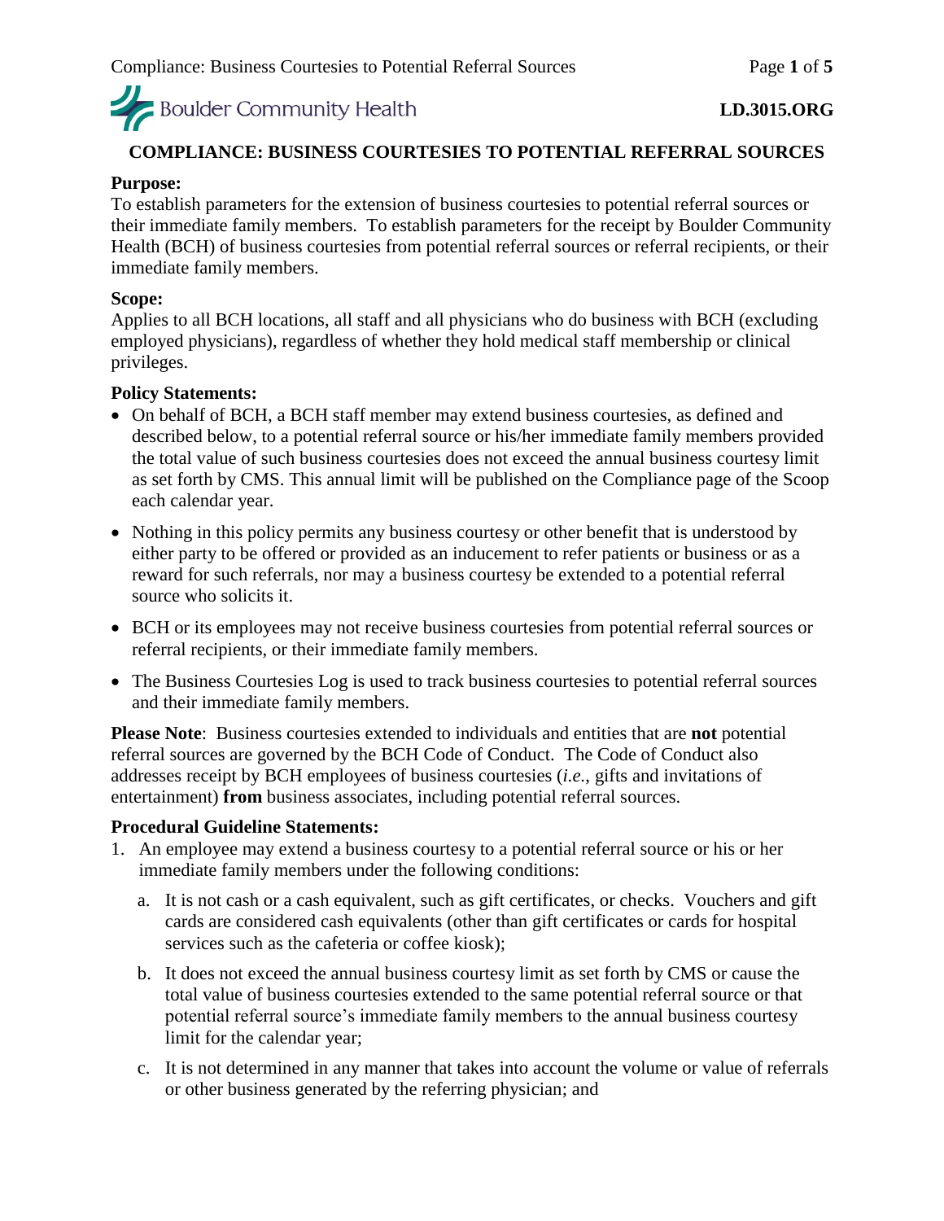Boulder Community Health

**LD.3015.ORG**

# COMPLIANCE: BUSINESS COURTESIES TO POTENTIAL REFERRAL SOURCES

**Purpose:**
To establish parameters for the extension of business courtesies to potential referral sources or their immediate family members. To establish parameters for the receipt by Boulder Community Health (BCH) of business courtesies from potential referral sources or referral recipients, or their immediate family members.

**Scope:**
Applies to all BCH locations, all staff and all physicians who do business with BCH (excluding employed physicians), regardless of whether they hold medical staff membership or clinical privileges.

**Policy Statements:**

- On behalf of BCH, a BCH staff member may extend business courtesies, as defined and described below, to a potential referral source or his/her immediate family members provided the total value of such business courtesies does not exceed the annual business courtesy limit as set forth by CMS. This annual limit will be published on the Compliance page of the Scoop each calendar year.
- Nothing in this policy permits any business courtesy or other benefit that is understood by either party to be offered or provided as an inducement to refer patients or business or as a reward for such referrals, nor may a business courtesy be extended to a potential referral source who solicits it.
- BCH or its employees may not receive business courtesies from potential referral sources or referral recipients, or their immediate family members.
- The Business Courtesies Log is used to track business courtesies to potential referral sources and their immediate family members.

**Please Note**: Business courtesies extended to individuals and entities that are **not** potential referral sources are governed by the BCH Code of Conduct. The Code of Conduct also addresses receipt by BCH employees of business courtesies (*i.e.*, gifts and invitations of entertainment) **from** business associates, including potential referral sources.

**Procedural Guideline Statements:**

1. An employee may extend a business courtesy to a potential referral source or his or her immediate family members under the following conditions:
   a. It is not cash or a cash equivalent, such as gift certificates, or checks. Vouchers and gift cards are considered cash equivalents (other than gift certificates or cards for hospital services such as the cafeteria or coffee kiosk);
   b. It does not exceed the annual business courtesy limit as set forth by CMS or cause the total value of business courtesies extended to the same potential referral source or that potential referral source's immediate family members to the annual business courtesy limit for the calendar year;
   c. It is not determined in any manner that takes into account the volume or value of referrals or other business generated by the referring physician; and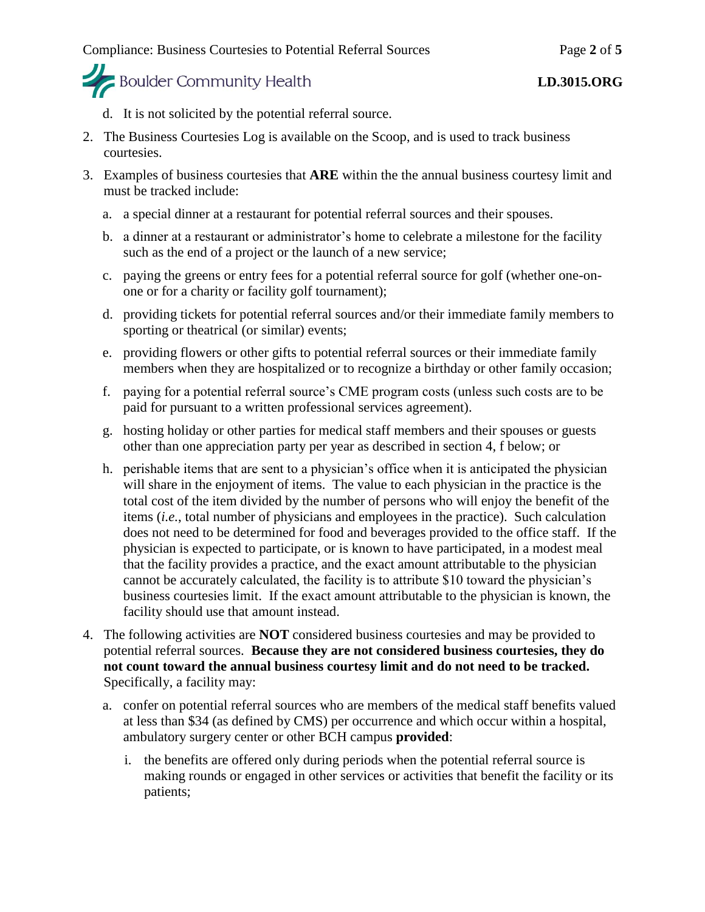d. It is not solicited by the potential referral source.

2. The Business Courtesies Log is available on the Scoop, and is used to track business courtesies.

3. Examples of business courtesies that **ARE** within the the annual business courtesy limit and must be tracked include:

   a. a special dinner at a restaurant for potential referral sources and their spouses.

   b. a dinner at a restaurant or administrator's home to celebrate a milestone for the facility such as the end of a project or the launch of a new service;

   c. paying the greens or entry fees for a potential referral source for golf (whether one-on-one or for a charity or facility golf tournament);

   d. providing tickets for potential referral sources and/or their immediate family members to sporting or theatrical (or similar) events;

   e. providing flowers or other gifts to potential referral sources or their immediate family members when they are hospitalized or to recognize a birthday or other family occasion;

   f. paying for a potential referral source's CME program costs (unless such costs are to be paid for pursuant to a written professional services agreement).

   g. hosting holiday or other parties for medical staff members and their spouses or guests other than one appreciation party per year as described in section 4, f below; or

   h. perishable items that are sent to a physician's office when it is anticipated the physician will share in the enjoyment of items. The value to each physician in the practice is the total cost of the item divided by the number of persons who will enjoy the benefit of the items (*i.e.*, total number of physicians and employees in the practice). Such calculation does not need to be determined for food and beverages provided to the office staff. If the physician is expected to participate, or is known to have participated, in a modest meal that the facility provides a practice, and the exact amount attributable to the physician cannot be accurately calculated, the facility is to attribute $10 toward the physician's business courtesies limit. If the exact amount attributable to the physician is known, the facility should use that amount instead.

4. The following activities are **NOT** considered business courtesies and may be provided to potential referral sources. **Because they are not considered business courtesies, they do not count toward the annual business courtesy limit and do not need to be tracked.** Specifically, a facility may:

   a. confer on potential referral sources who are members of the medical staff benefits valued at less than $34 (as defined by CMS) per occurrence and which occur within a hospital, ambulatory surgery center or other BCH campus **provided**:

      i. the benefits are offered only during periods when the potential referral source is making rounds or engaged in other services or activities that benefit the facility or its patients;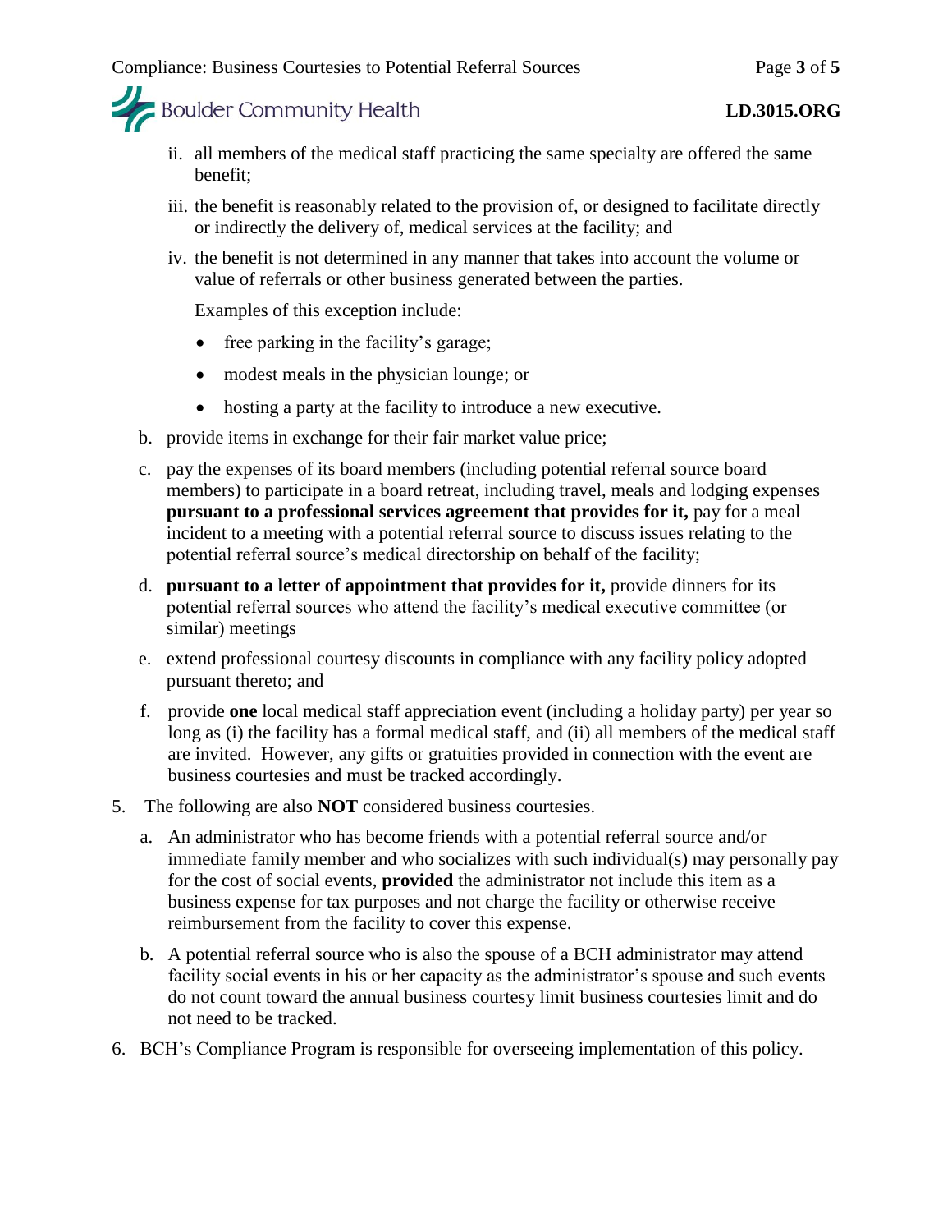ii. all members of the medical staff practicing the same specialty are offered the same benefit;

   iii. the benefit is reasonably related to the provision of, or designed to facilitate directly or indirectly the delivery of, medical services at the facility; and

   iv. the benefit is not determined in any manner that takes into account the volume or value of referrals or other business generated between the parties.

   Examples of this exception include:

   - free parking in the facility's garage;
   - modest meals in the physician lounge; or
   - hosting a party at the facility to introduce a new executive.

   b. provide items in exchange for their fair market value price;

   c. pay the expenses of its board members (including potential referral source board members) to participate in a board retreat, including travel, meals and lodging expenses **pursuant to a professional services agreement that provides for it,** pay for a meal incident to a meeting with a potential referral source to discuss issues relating to the potential referral source's medical directorship on behalf of the facility;

   d. **pursuant to a letter of appointment that provides for it,** provide dinners for its potential referral sources who attend the facility's medical executive committee (or similar) meetings

   e. extend professional courtesy discounts in compliance with any facility policy adopted pursuant thereto; and

   f. provide **one** local medical staff appreciation event (including a holiday party) per year so long as (i) the facility has a formal medical staff, and (ii) all members of the medical staff are invited. However, any gifts or gratuities provided in connection with the event are business courtesies and must be tracked accordingly.

5. The following are also **NOT** considered business courtesies.

   a. An administrator who has become friends with a potential referral source and/or immediate family member and who socializes with such individual(s) may personally pay for the cost of social events, **provided** the administrator not include this item as a business expense for tax purposes and not charge the facility or otherwise receive reimbursement from the facility to cover this expense.

   b. A potential referral source who is also the spouse of a BCH administrator may attend facility social events in his or her capacity as the administrator's spouse and such events do not count toward the annual business courtesy limit business courtesies limit and do not need to be tracked.

6. BCH's Compliance Program is responsible for overseeing implementation of this policy.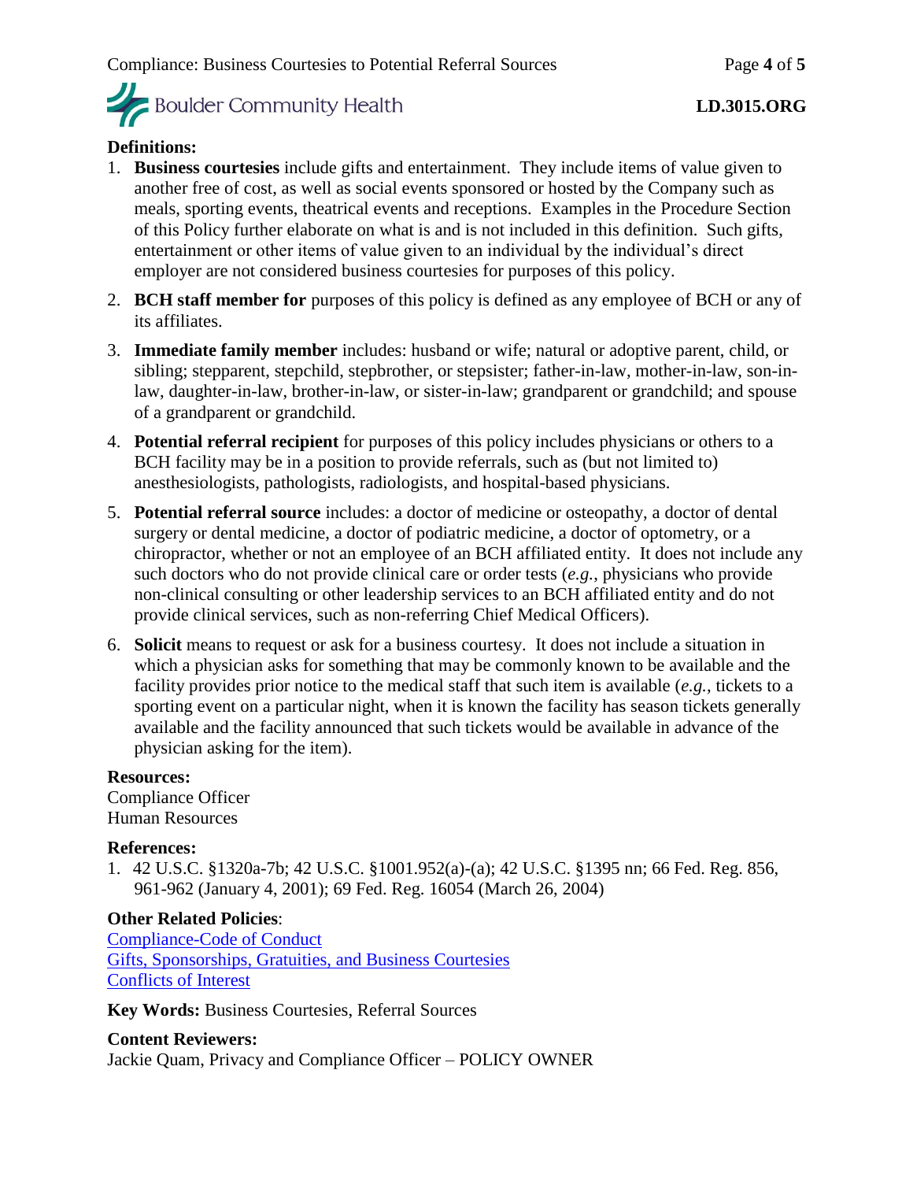**Definitions:**

1. **Business courtesies** include gifts and entertainment. They include items of value given to another free of cost, as well as social events sponsored or hosted by the Company such as meals, sporting events, theatrical events and receptions. Examples in the Procedure Section of this Policy further elaborate on what is and is not included in this definition. Such gifts, entertainment or other items of value given to an individual by the individual's direct employer are not considered business courtesies for purposes of this policy.
2. **BCH staff member for** purposes of this policy is defined as any employee of BCH or any of its affiliates.
3. **Immediate family member** includes: husband or wife; natural or adoptive parent, child, or sibling; stepparent, stepchild, stepbrother, or stepsister; father-in-law, mother-in-law, son-in-law, daughter-in-law, brother-in-law, or sister-in-law; grandparent or grandchild; and spouse of a grandparent or grandchild.
4. **Potential referral recipient** for purposes of this policy includes physicians or others to a BCH facility may be in a position to provide referrals, such as (but not limited to) anesthesiologists, pathologists, radiologists, and hospital-based physicians.
5. **Potential referral source** includes: a doctor of medicine or osteopathy, a doctor of dental surgery or dental medicine, a doctor of podiatric medicine, a doctor of optometry, or a chiropractor, whether or not an employee of an BCH affiliated entity. It does not include any such doctors who do not provide clinical care or order tests (*e.g.*, physicians who provide non-clinical consulting or other leadership services to an BCH affiliated entity and do not provide clinical services, such as non-referring Chief Medical Officers).
6. **Solicit** means to request or ask for a business courtesy. It does not include a situation in which a physician asks for something that may be commonly known to be available and the facility provides prior notice to the medical staff that such item is available (*e.g.*, tickets to a sporting event on a particular night, when it is known the facility has season tickets generally available and the facility announced that such tickets would be available in advance of the physician asking for the item).

**Resources:**
Compliance Officer
Human Resources

**References:**

1. 42 U.S.C. §1320a-7b; 42 U.S.C. §1001.952(a)-(a); 42 U.S.C. §1395 nn; 66 Fed. Reg. 856, 961-962 (January 4, 2001); 69 Fed. Reg. 16054 (March 26, 2004)

**Other Related Policies**:
Compliance-Code of Conduct
Gifts, Sponsorships, Gratuities, and Business Courtesies
Conflicts of Interest

**Key Words:** Business Courtesies, Referral Sources

**Content Reviewers:**
Jackie Quam, Privacy and Compliance Officer – POLICY OWNER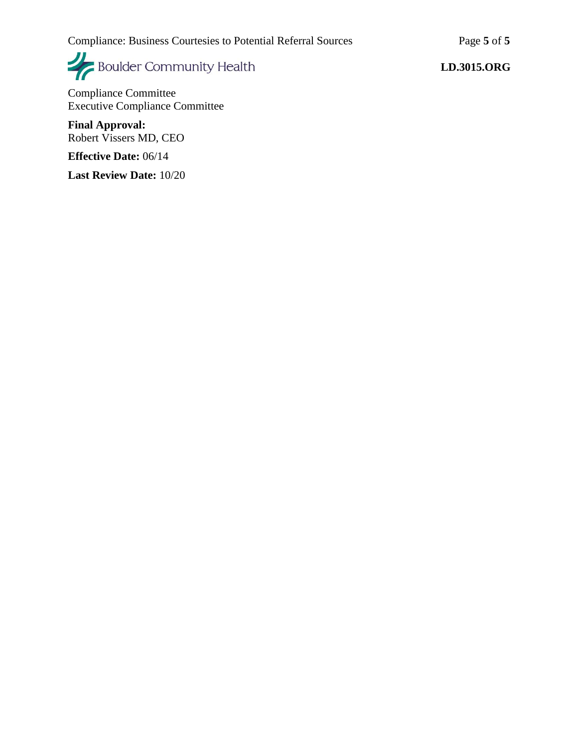Compliance Committee
Executive Compliance Committee

**Final Approval:**
Robert Vissers MD, CEO

**Effective Date:** 06/14

**Last Review Date:** 10/20